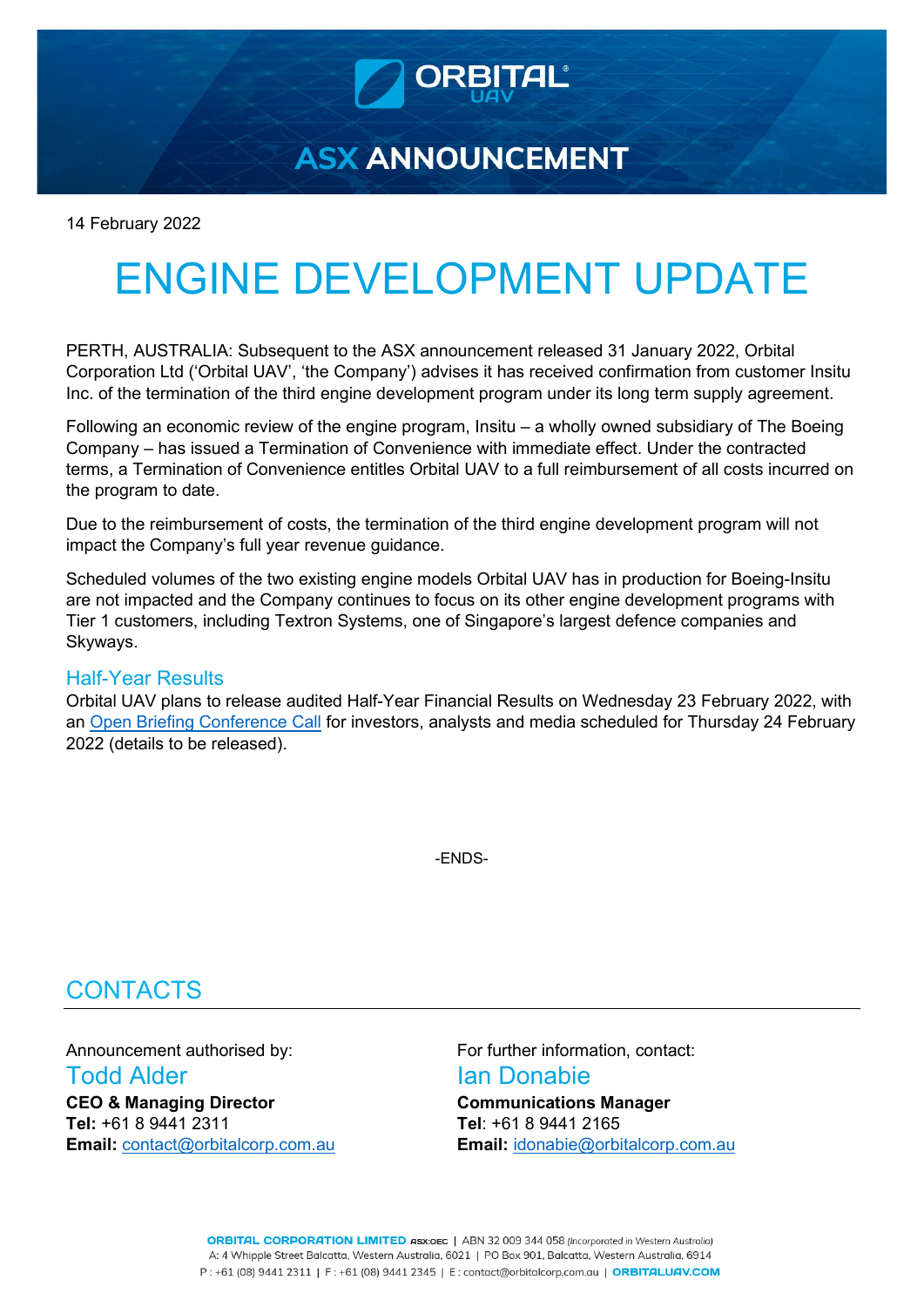# ASX ANNOUNCEMENT

14 February 2022

# ENGINE DEVELOPMENT UPDATE

PERTH, AUSTRALIA: Subsequent to the ASX announcement released 31 January 2022, Orbital Corporation Ltd ('Orbital UAV', 'the Company') advises it has received confirmation from customer Insitu Inc. of the termination of the third engine development program under its long term supply agreement.

Following an economic review of the engine program, Insitu – a wholly owned subsidiary of The Boeing Company – has issued a Termination of Convenience with immediate effect. Under the contracted terms, a Termination of Convenience entitles Orbital UAV to a full reimbursement of all costs incurred on the program to date.

Due to the reimbursement of costs, the termination of the third engine development program will not impact the Company's full year revenue guidance.

Scheduled volumes of the two existing engine models Orbital UAV has in production for Boeing-Insitu are not impacted and the Company continues to focus on its other engine development programs with Tier 1 customers, including Textron Systems, one of Singapore's largest defence companies and Skyways.

## Half-Year Results

Orbital UAV plans to release audited Half-Year Financial Results on Wednesday 23 February 2022, with an Open Briefing Conference Call for investors, analysts and media scheduled for Thursday 24 February 2022 (details to be released).

-ENDS-

## CONTACTS

Announcement authorised by:

### Todd Alder

**CEO & Managing Director**
**Tel:** +61 8 9441 2311
**Email:** contact@orbitalcorp.com.au

For further information, contact:

### Ian Donabie

**Communications Manager**
**Tel**: +61 8 9441 2165
**Email:** idonabie@orbitalcorp.com.au

**ORBITAL CORPORATION LIMITED** ASX:OEC | ABN 32 009 344 058 *(Incorporated in Western Australia)*
A: 4 Whipple Street Balcatta, Western Australia, 6021 | PO Box 901, Balcatta, Western Australia, 6914
P : +61 (08) 9441 2311 | F : +61 (08) 9441 2345 | E : contact@orbitalcorp.com.au | **ORBITALUAV.COM**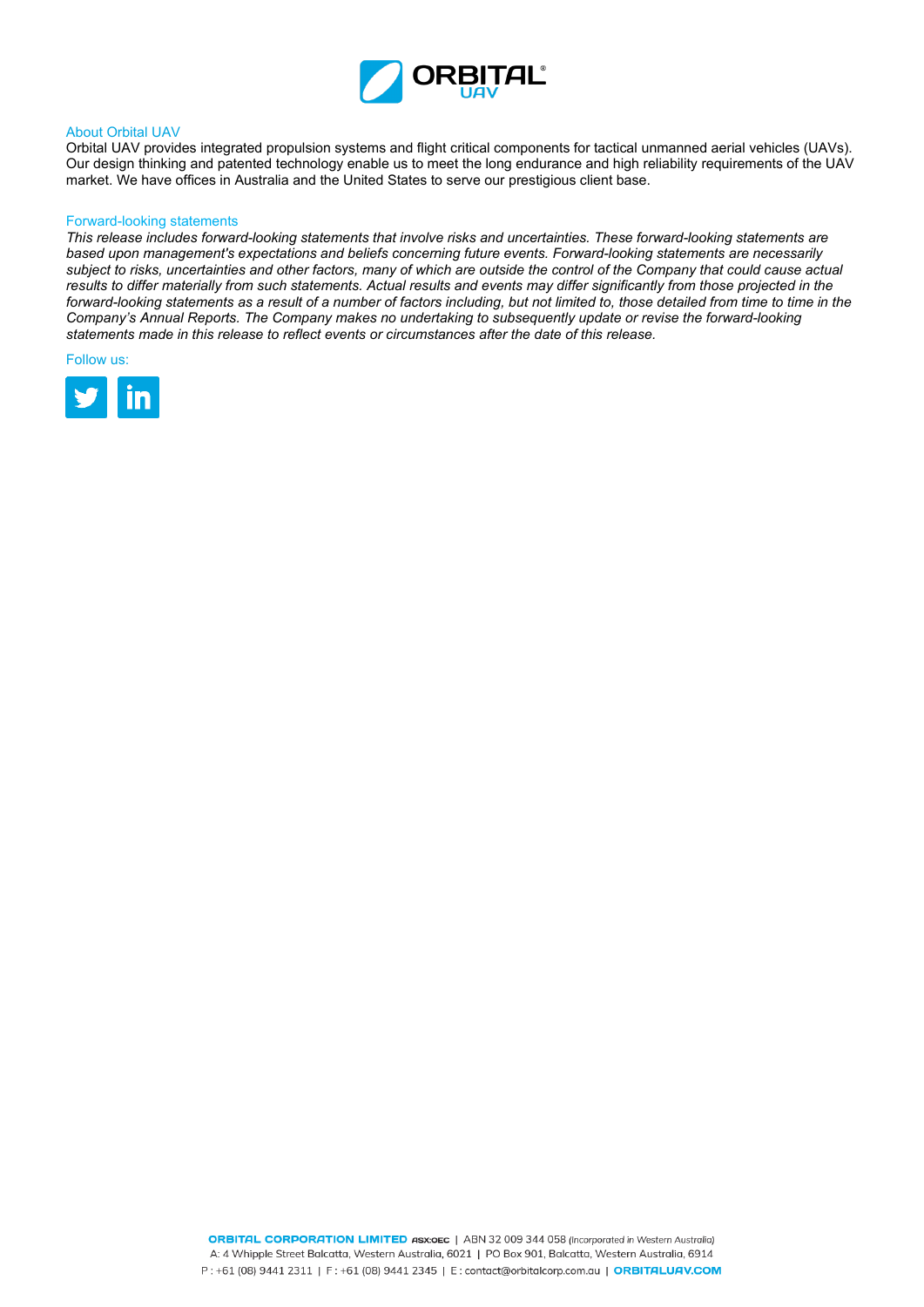## About Orbital UAV

Orbital UAV provides integrated propulsion systems and flight critical components for tactical unmanned aerial vehicles (UAVs). Our design thinking and patented technology enable us to meet the long endurance and high reliability requirements of the UAV market. We have offices in Australia and the United States to serve our prestigious client base.

## Forward-looking statements

*This release includes forward-looking statements that involve risks and uncertainties. These forward-looking statements are based upon management's expectations and beliefs concerning future events. Forward-looking statements are necessarily subject to risks, uncertainties and other factors, many of which are outside the control of the Company that could cause actual results to differ materially from such statements. Actual results and events may differ significantly from those projected in the forward-looking statements as a result of a number of factors including, but not limited to, those detailed from time to time in the Company's Annual Reports. The Company makes no undertaking to subsequently update or revise the forward-looking statements made in this release to reflect events or circumstances after the date of this release.*

Follow us:

**ORBITAL CORPORATION LIMITED** ASX:OEC | ABN 32 009 344 058 (incorporated in Western Australia)
A: 4 Whipple Street Balcatta, Western Australia, 6021 | PO Box 901, Balcatta, Western Australia, 6914
P: +61 (08) 9441 2311 | F: +61 (08) 9441 2345 | E: contact@orbitalcorp.com.au | **ORBITALUAV.COM**